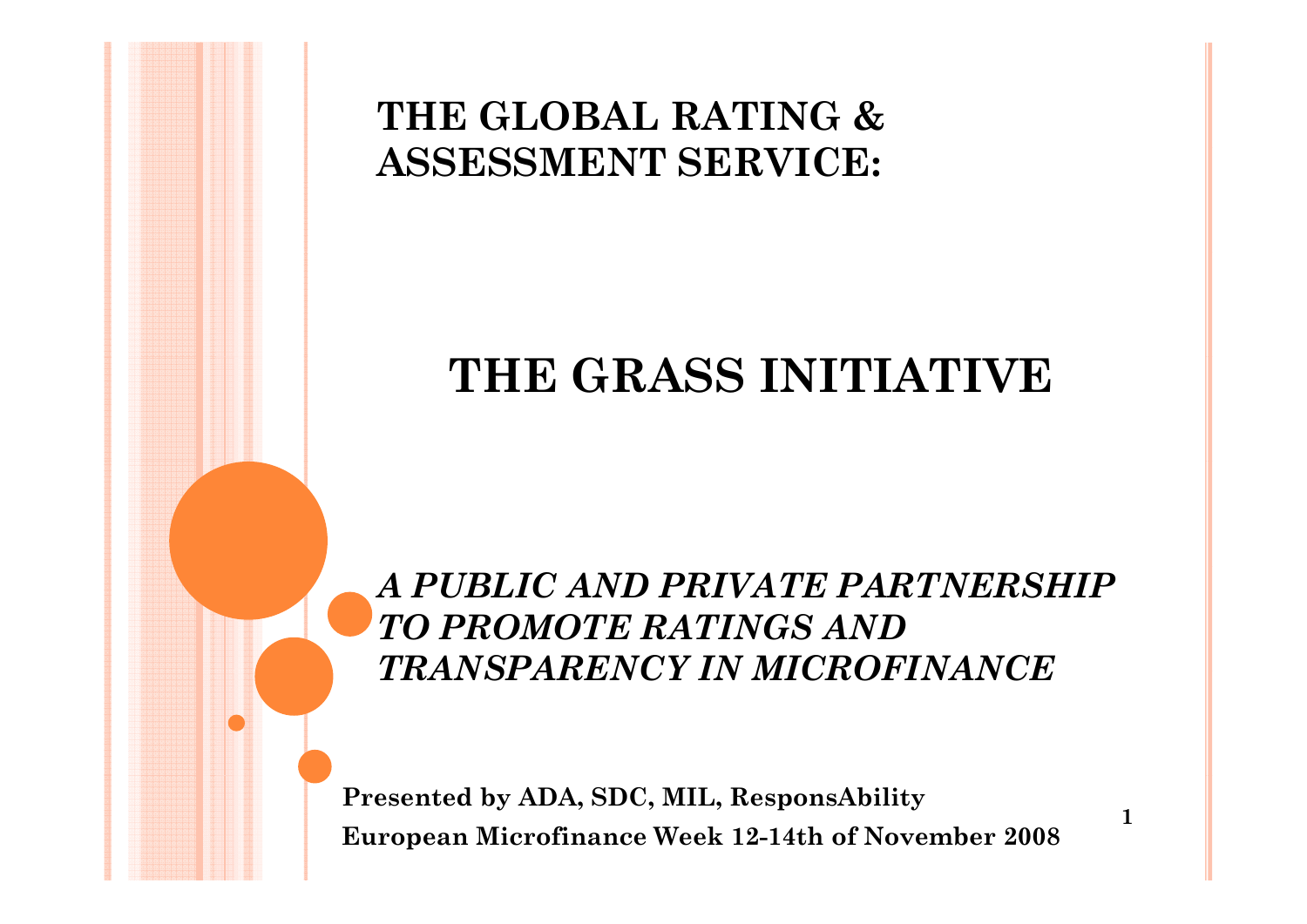# THE GLOBAL RATING & ASSESSMENT SERVICE:

# THE GRASS INITIATIVE

***A PUBLIC AND PRIVATE PARTNERSHIP TO PROMOTE RATINGS AND TRANSPARENCY IN MICROFINANCE***

**Presented by ADA, SDC, MIL, ResponsAbility**

**European Microfinance Week 12-14th of November 2008**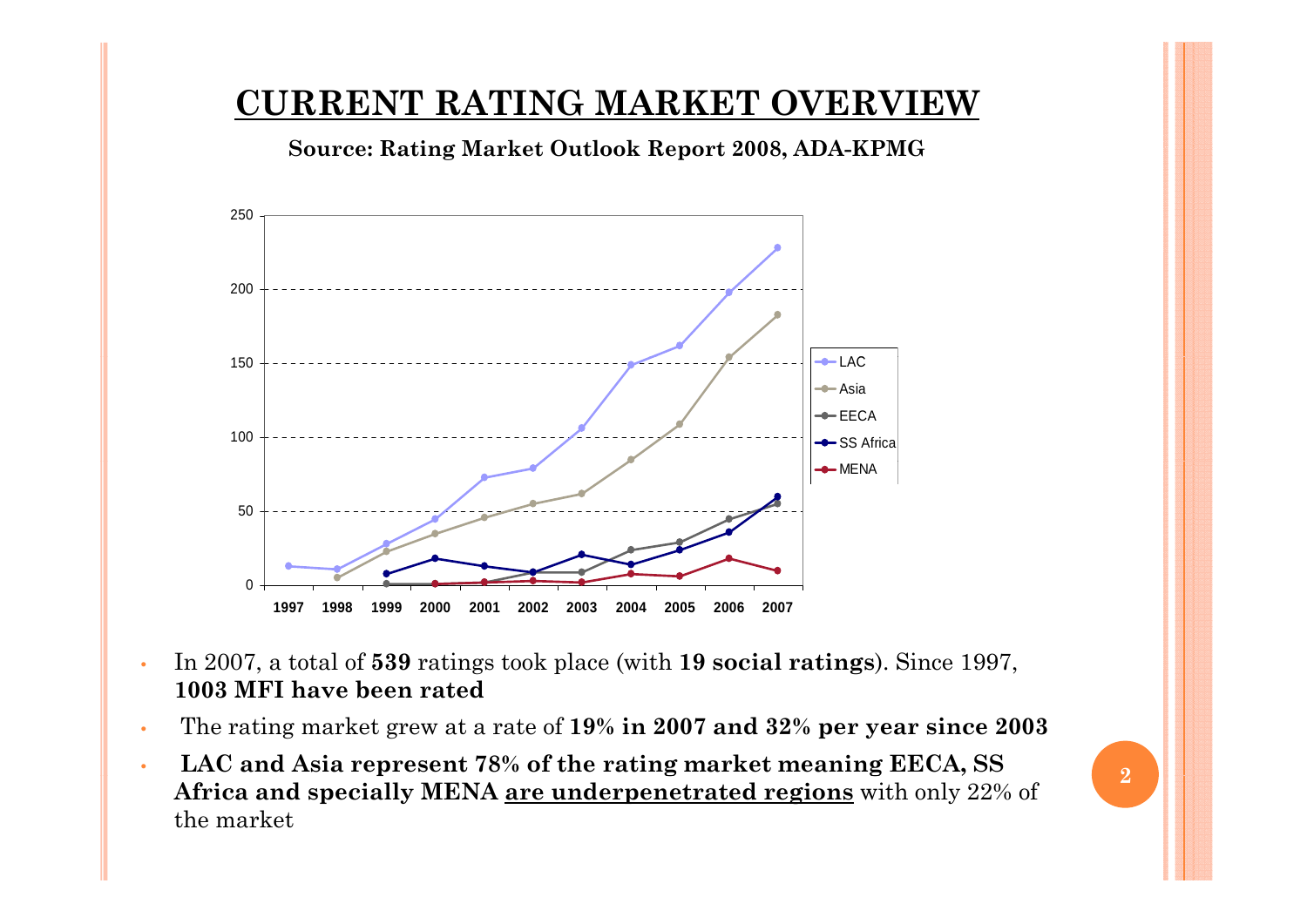# CURRENT RATING MARKET OVERVIEW

**Source: Rating Market Outlook Report 2008, ADA-KPMG**

- In 2007, a total of **539** ratings took place (with **19 social ratings**). Since 1997, **1003 MFI have been rated**
- The rating market grew at a rate of **19% in 2007 and 32% per year since 2003**
- **LAC and Asia represent 78% of the rating market meaning EECA, SS Africa and specially MENA** **are underpenetrated regions** with only 22% of the market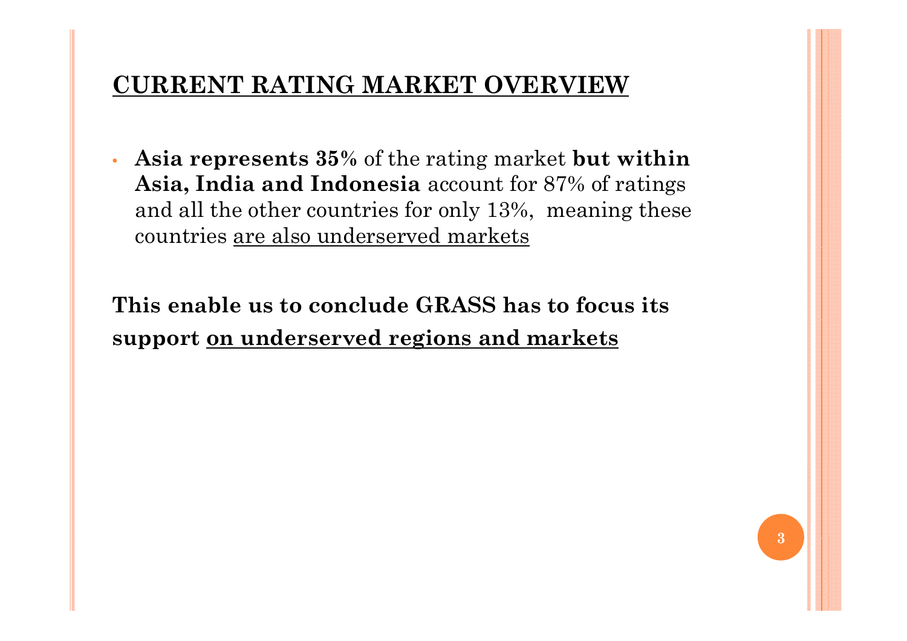## <u>CURRENT RATING MARKET OVERVIEW</u>

- **Asia represents 35%** of the rating market **but within Asia, India and Indonesia** account for 87% of ratings and all the other countries for only 13%, meaning these countries <u>are also underserved markets</u>

**This enable us to conclude GRASS has to focus its support <u>on underserved regions and markets</u>**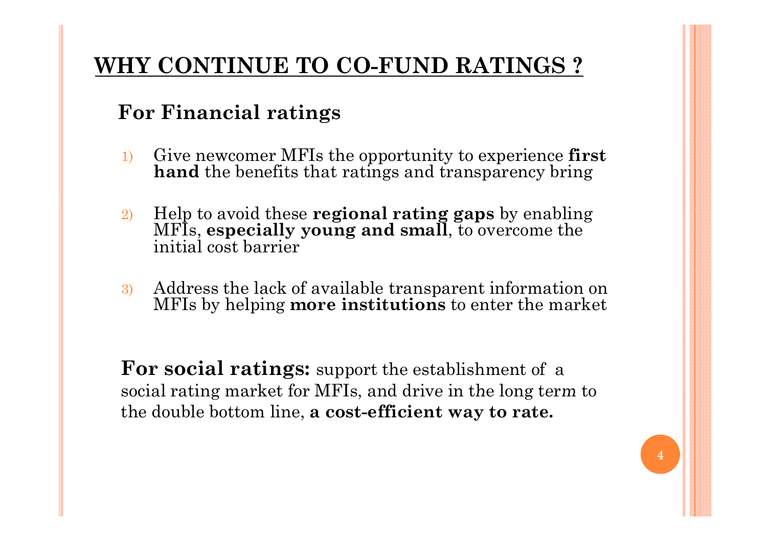# WHY CONTINUE TO CO-FUND RATINGS ?

## For Financial ratings

1) Give newcomer MFIs the opportunity to experience **first hand** the benefits that ratings and transparency bring

2) Help to avoid these **regional rating gaps** by enabling MFIs, **especially young and small**, to overcome the initial cost barrier

3) Address the lack of available transparent information on MFIs by helping **more institutions** to enter the market

**For social ratings:** support the establishment of a social rating market for MFIs, and drive in the long term to the double bottom line, **a cost-efficient way to rate.**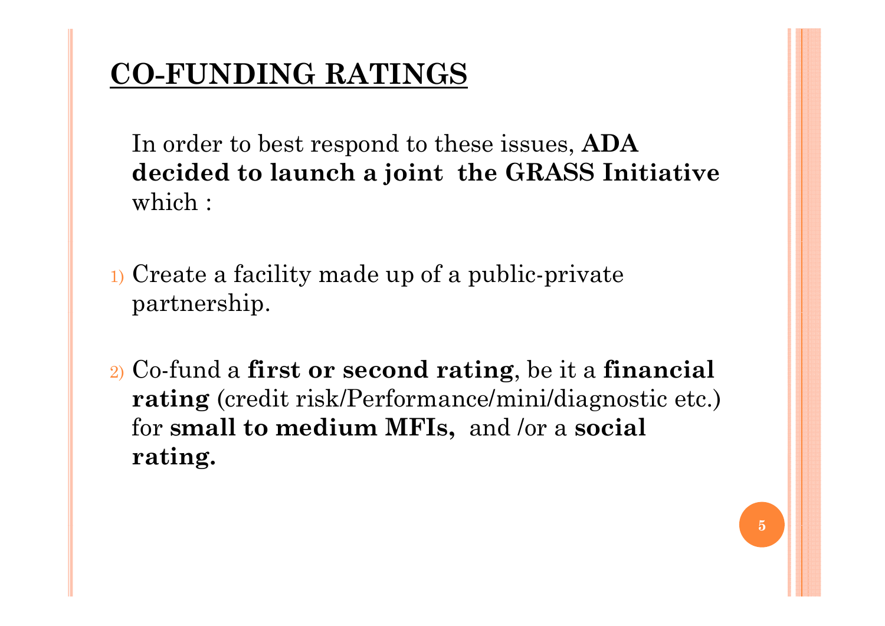# CO-FUNDING RATINGS

In order to best respond to these issues, **ADA decided to launch a joint the GRASS Initiative** which :

1) Create a facility made up of a public-private partnership.

2) Co-fund a **first or second rating**, be it a **financial rating** (credit risk/Performance/mini/diagnostic etc.) for **small to medium MFIs,** and /or a **social rating.**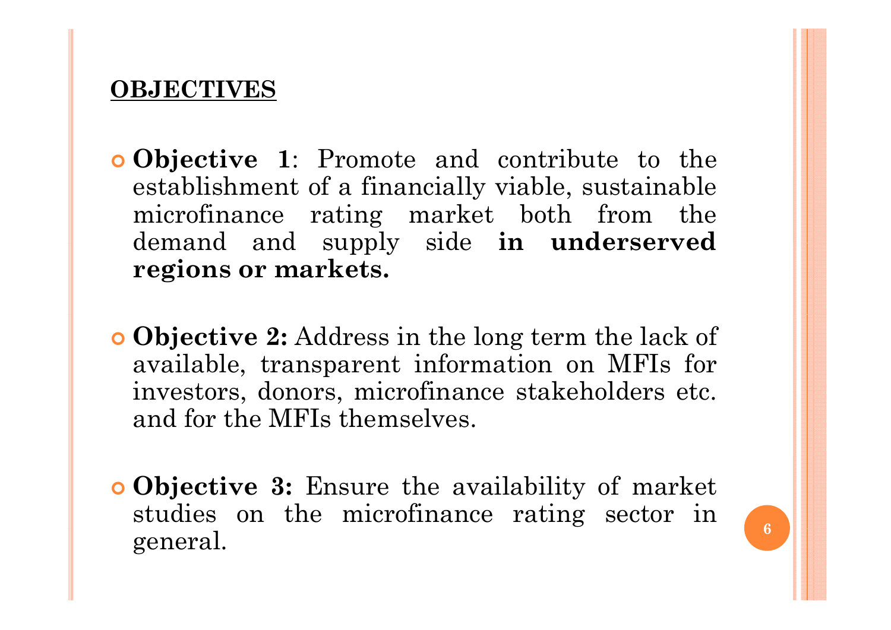## OBJECTIVES

- **Objective 1**: Promote and contribute to the establishment of a financially viable, sustainable microfinance rating market both from the demand and supply side **in underserved regions or markets.**

- **Objective 2:** Address in the long term the lack of available, transparent information on MFIs for investors, donors, microfinance stakeholders etc. and for the MFIs themselves.

- **Objective 3:** Ensure the availability of market studies on the microfinance rating sector in general.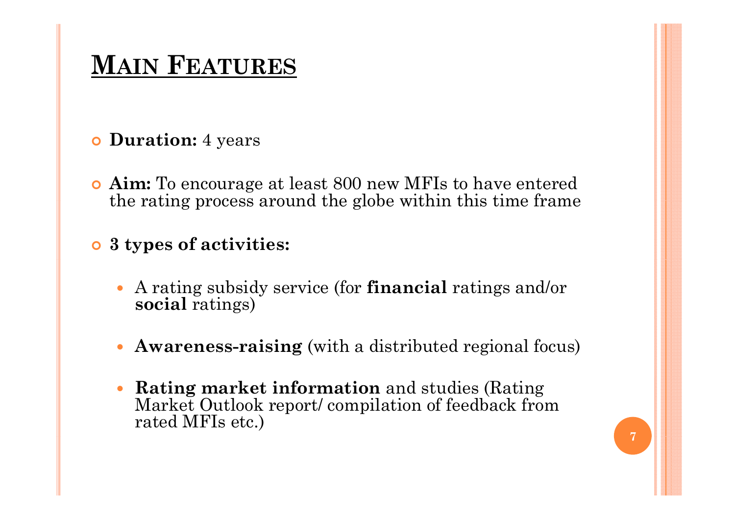# Main Features

- **Duration:** 4 years
- **Aim:** To encourage at least 800 new MFIs to have entered the rating process around the globe within this time frame
- **3 types of activities:**
  - A rating subsidy service (for **financial** ratings and/or **social** ratings)
  - **Awareness-raising** (with a distributed regional focus)
  - **Rating market information** and studies (Rating Market Outlook report/ compilation of feedback from rated MFIs etc.)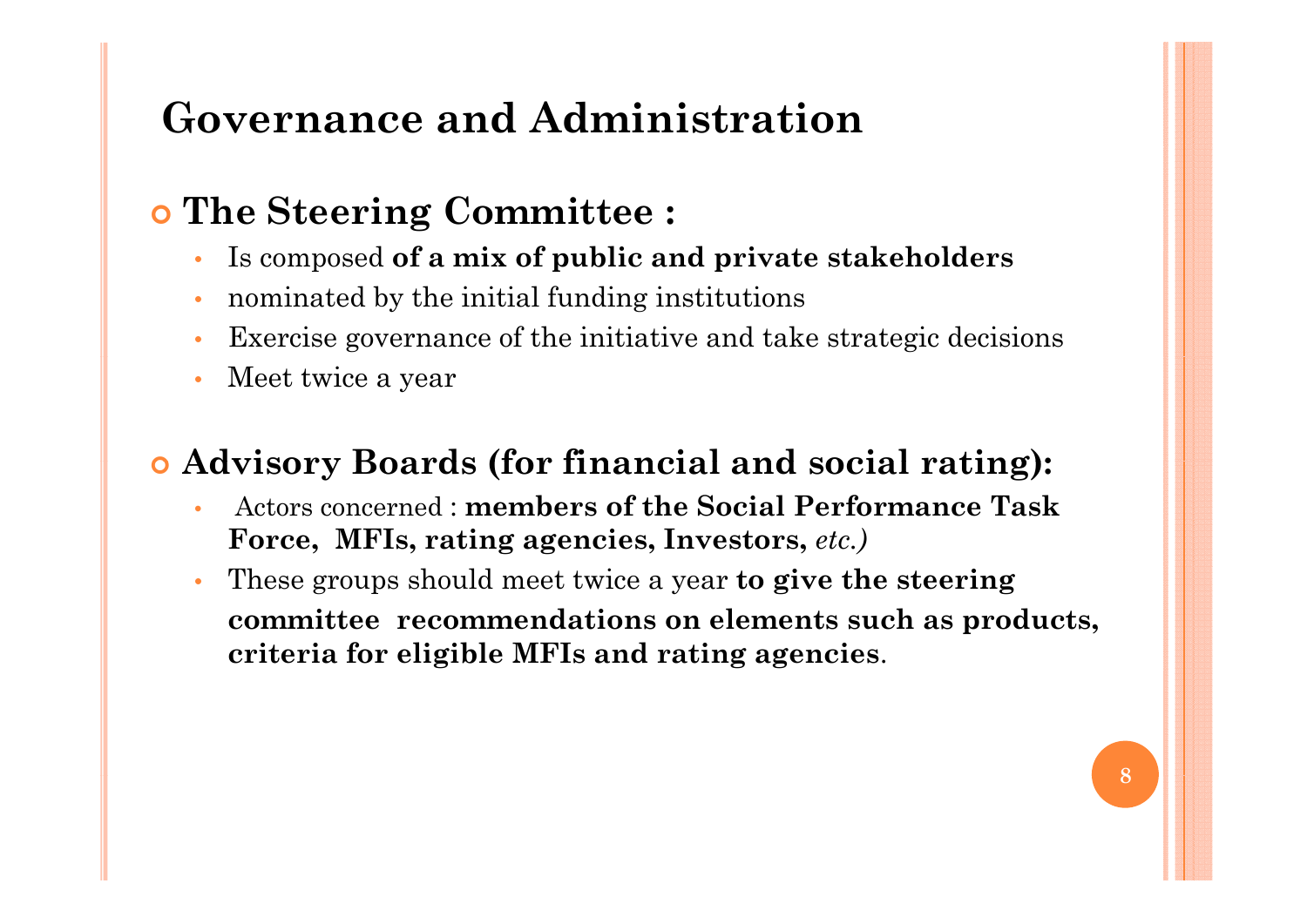# Governance and Administration

- **The Steering Committee :**
  - Is composed **of a mix of public and private stakeholders**
  - nominated by the initial funding institutions
  - Exercise governance of the initiative and take strategic decisions
  - Meet twice a year

- **Advisory Boards (for financial and social rating):**
  - Actors concerned : **members of the Social Performance Task Force, MFIs, rating agencies, Investors,** *etc.)*
  - These groups should meet twice a year **to give the steering committee recommendations on elements such as products, criteria for eligible MFIs and rating agencies**.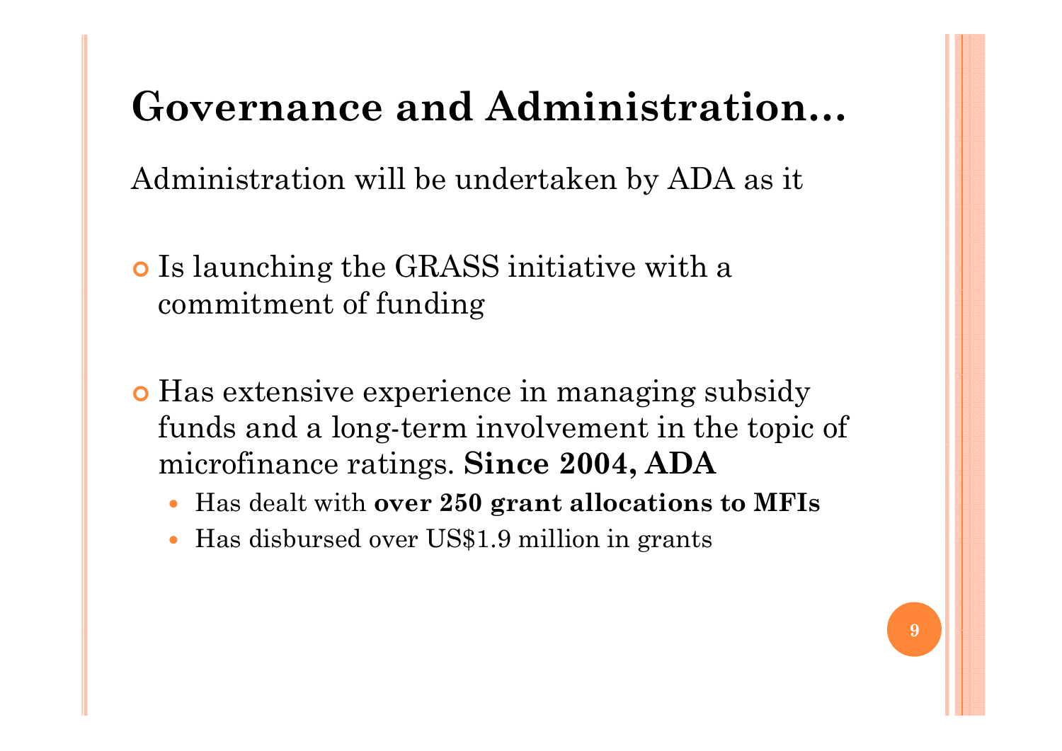# Governance and Administration…

Administration will be undertaken by ADA as it

- Is launching the GRASS initiative with a commitment of funding

- Has extensive experience in managing subsidy funds and a long-term involvement in the topic of microfinance ratings. **Since 2004, ADA**
  - Has dealt with **over 250 grant allocations to MFIs**
  - Has disbursed over US$1.9 million in grants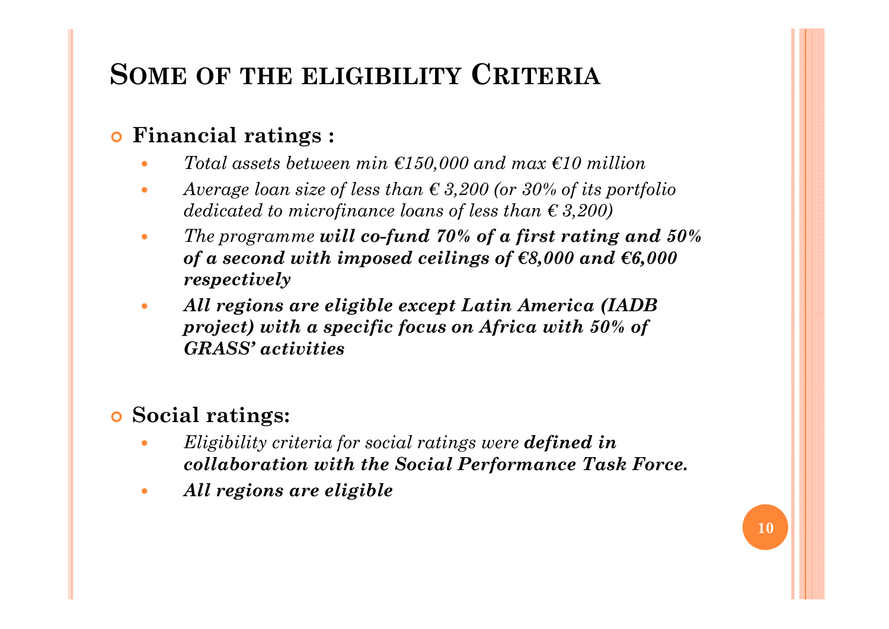# Some of the eligibility Criteria

- **Financial ratings :**
  - *Total assets between min €150,000 and max €10 million*
  - *Average loan size of less than € 3,200 (or 30% of its portfolio dedicated to microfinance loans of less than € 3,200)*
  - *The programme **will co-fund 70% of a first rating and 50% of a second with imposed ceilings of €8,000 and €6,000 respectively***
  - ***All regions are eligible except Latin America (IADB project) with a specific focus on Africa with 50% of GRASS' activities***

- **Social ratings:**
  - *Eligibility criteria for social ratings were **defined in collaboration with the Social Performance Task Force.***
  - ***All regions are eligible***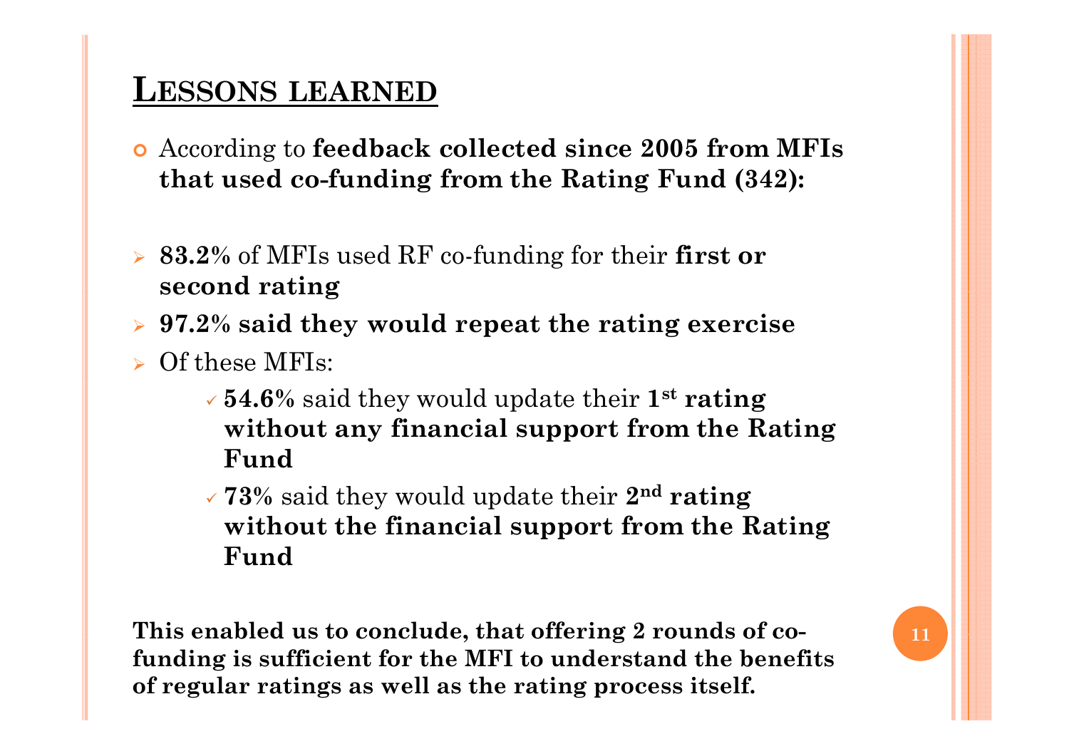## LESSONS LEARNED

- According to **feedback collected since 2005 from MFIs that used co-funding from the Rating Fund (342):**

- **83.2%** of MFIs used RF co-funding for their **first or second rating**
- **97.2% said they would repeat the rating exercise**
- Of these MFIs:
  - **54.6%** said they would update their **1st rating without any financial support from the Rating Fund**
  - **73%** said they would update their **2nd rating without the financial support from the Rating Fund**

**This enabled us to conclude, that offering 2 rounds of co-funding is sufficient for the MFI to understand the benefits of regular ratings as well as the rating process itself.**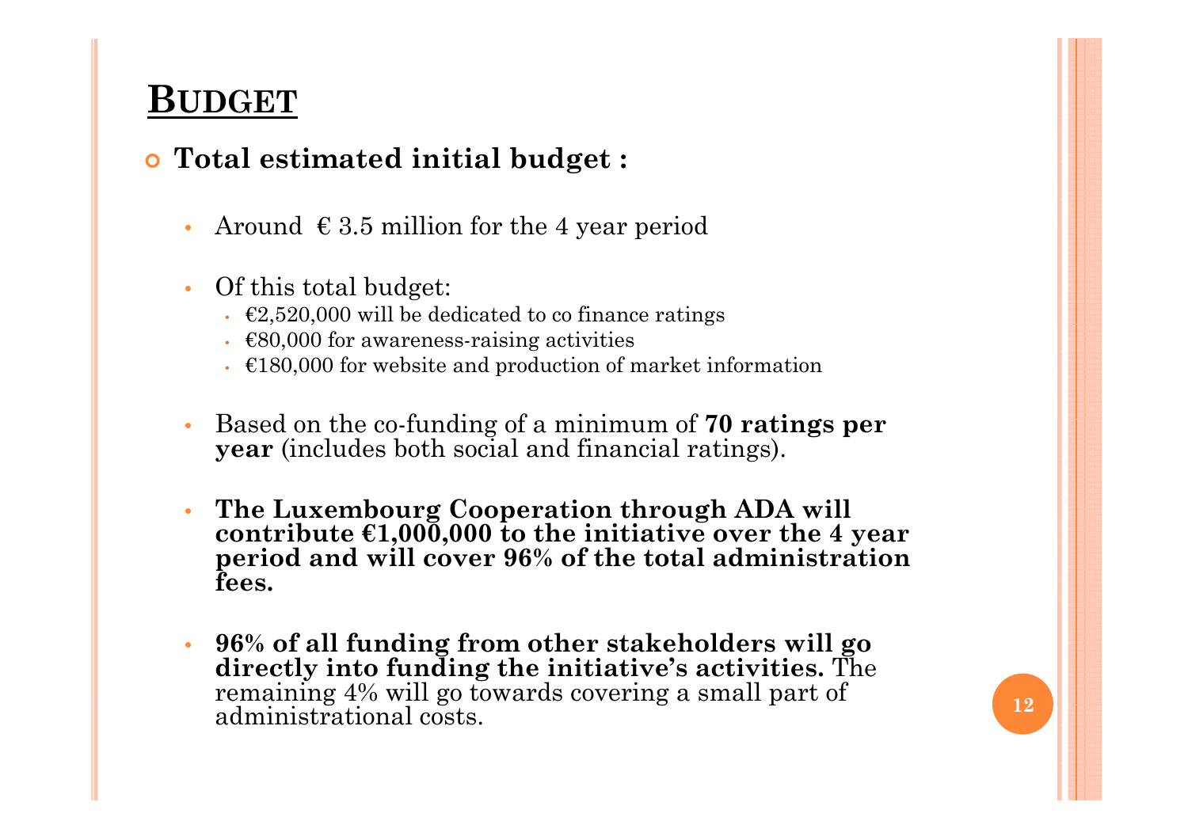# BUDGET

- **Total estimated initial budget :**
  - Around € 3.5 million for the 4 year period
  - Of this total budget:
    - €2,520,000 will be dedicated to co finance ratings
    - €80,000 for awareness-raising activities
    - €180,000 for website and production of market information
  - Based on the co-funding of a minimum of **70 ratings per year** (includes both social and financial ratings).
  - **The Luxembourg Cooperation through ADA will contribute €1,000,000 to the initiative over the 4 year period and will cover 96% of the total administration fees.**
  - **96% of all funding from other stakeholders will go directly into funding the initiative's activities.** The remaining 4% will go towards covering a small part of administrational costs.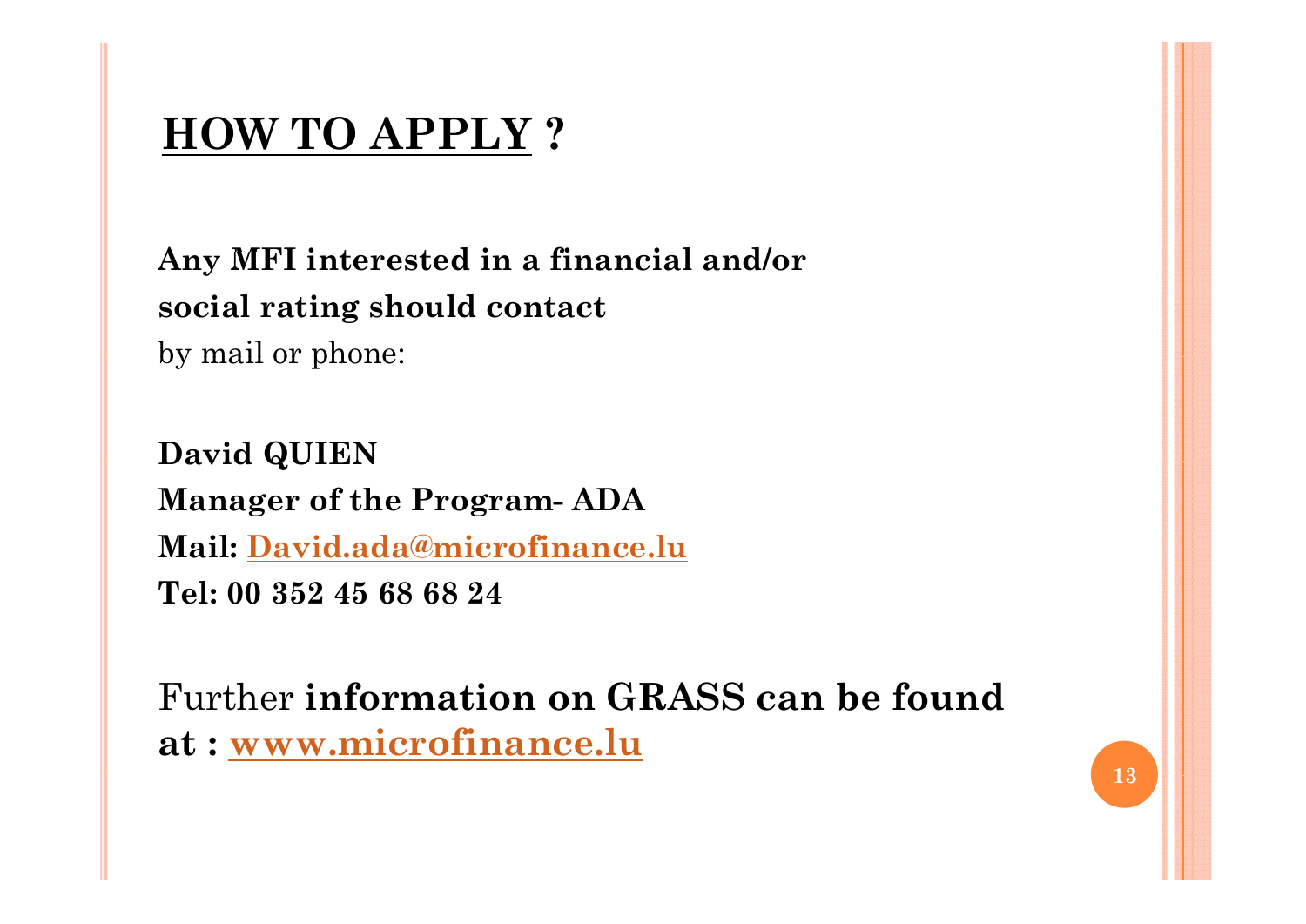# HOW TO APPLY ?

**Any MFI interested in a financial and/or social rating should contact** by mail or phone:

**David QUIEN**
**Manager of the Program- ADA**
**Mail: David.ada@microfinance.lu**
**Tel: 00 352 45 68 68 24**

Further **information on GRASS can be found at : www.microfinance.lu**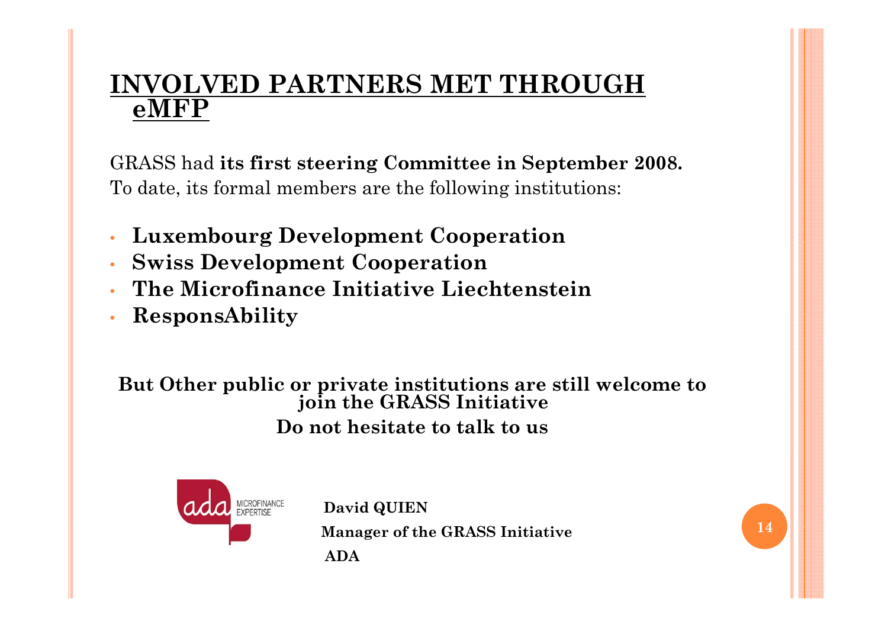# INVOLVED PARTNERS MET THROUGH eMFP

GRASS had **its first steering Committee in September 2008.** To date, its formal members are the following institutions:

- **Luxembourg Development Cooperation**
- **Swiss Development Cooperation**
- **The Microfinance Initiative Liechtenstein**
- **ResponsAbility**

**But Other public or private institutions are still welcome to join the GRASS Initiative**

**Do not hesitate to talk to us**

ada MICROFINANCE EXPERTISE

**David QUIEN**

**Manager of the GRASS Initiative**

**ADA**